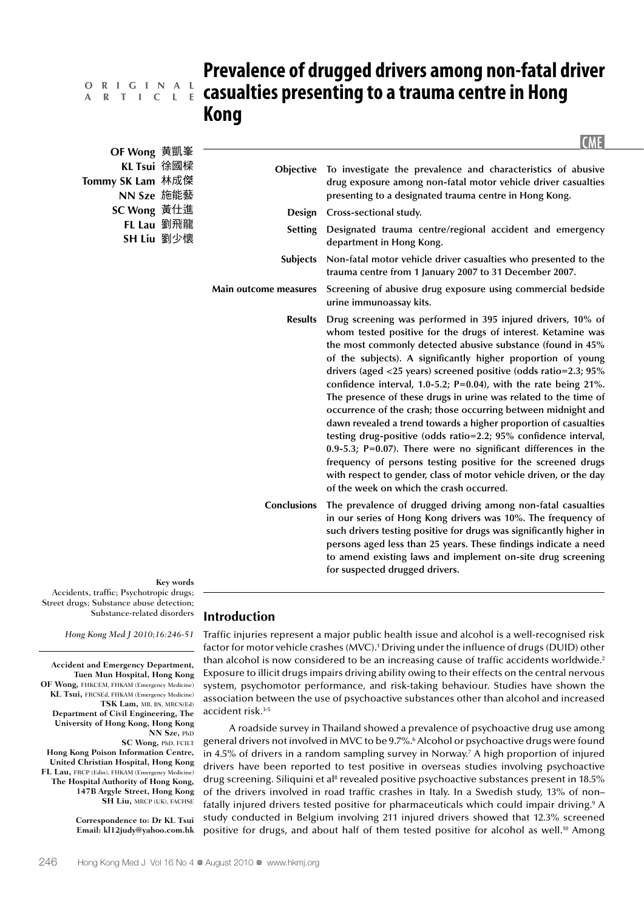ORIGINAL ARTICLE

# Prevalence of drugged drivers among non-fatal driver casualties presenting to a trauma centre in Hong Kong

CME

OF Wong 黃凱峯
KL Tsui 徐國�napping
Tommy SK Lam 林成傑
NN Sze 施能藝
SC Wong 黃仕進
FL Lau 劉飛龍
SH Liu 劉少懷

**Objective** To investigate the prevalence and characteristics of abusive drug exposure among non-fatal motor vehicle driver casualties presenting to a designated trauma centre in Hong Kong.

**Design** Cross-sectional study.

**Setting** Designated trauma centre/regional accident and emergency department in Hong Kong.

**Subjects** Non-fatal motor vehicle driver casualties who presented to the trauma centre from 1 January 2007 to 31 December 2007.

**Main outcome measures** Screening of abusive drug exposure using commercial bedside urine immunoassay kits.

**Results** Drug screening was performed in 395 injured drivers, 10% of whom tested positive for the drugs of interest. Ketamine was the most commonly detected abusive substance (found in 45% of the subjects). A significantly higher proportion of young drivers (aged <25 years) screened positive (odds ratio=2.3; 95% confidence interval, 1.0-5.2; P=0.04), with the rate being 21%. The presence of these drugs in urine was related to the time of occurrence of the crash; those occurring between midnight and dawn revealed a trend towards a higher proportion of casualties testing drug-positive (odds ratio=2.2; 95% confidence interval, 0.9-5.3; P=0.07). There were no significant differences in the frequency of persons testing positive for the screened drugs with respect to gender, class of motor vehicle driven, or the day of the week on which the crash occurred.

**Conclusions** The prevalence of drugged driving among non-fatal casualties in our series of Hong Kong drivers was 10%. The frequency of such drivers testing positive for drugs was significantly higher in persons aged less than 25 years. These findings indicate a need to amend existing laws and implement on-site drug screening for suspected drugged drivers.

**Key words**
Accidents, traffic; Psychotropic drugs; Street drugs; Substance abuse detection; Substance-related disorders

*Hong Kong Med J 2010;16:246-51*

**Accident and Emergency Department, Tuen Mun Hospital, Hong Kong**
**OF Wong,** FHKCEM, FHKAM (Emergency Medicine)
**KL Tsui,** FRCSEd, FHKAM (Emergency Medicine)
**TSK Lam,** MB, BS, MRCS(Ed)
**Department of Civil Engineering, The University of Hong Kong, Hong Kong**
**NN Sze,** PhD
**SC Wong,** PhD, FCILT
**Hong Kong Poison Information Centre, United Christian Hospital, Hong Kong**
**FL Lau,** FRCP (Edin), FHKAM (Emergency Medicine)
**The Hospital Authority of Hong Kong, 147B Argyle Street, Hong Kong**
**SH Liu,** MRCP (UK), FACHSE

**Correspondence to: Dr KL Tsui**
**Email: kl12judy@yahoo.com.hk**

## Introduction

Traffic injuries represent a major public health issue and alcohol is a well-recognised risk factor for motor vehicle crashes (MVC).[1] Driving under the influence of drugs (DUID) other than alcohol is now considered to be an increasing cause of traffic accidents worldwide.[2] Exposure to illicit drugs impairs driving ability owing to their effects on the central nervous system, psychomotor performance, and risk-taking behaviour. Studies have shown the association between the use of psychoactive substances other than alcohol and increased accident risk.[3-5]

A roadside survey in Thailand showed a prevalence of psychoactive drug use among general drivers not involved in MVC to be 9.7%.[6] Alcohol or psychoactive drugs were found in 4.5% of drivers in a random sampling survey in Norway.[7] A high proportion of injured drivers have been reported to test positive in overseas studies involving psychoactive drug screening. Siliquini et al[8] revealed positive psychoactive substances present in 18.5% of the drivers involved in road traffic crashes in Italy. In a Swedish study, 13% of non–fatally injured drivers tested positive for pharmaceuticals which could impair driving.[9] A study conducted in Belgium involving 211 injured drivers showed that 12.3% screened positive for drugs, and about half of them tested positive for alcohol as well.[10] Among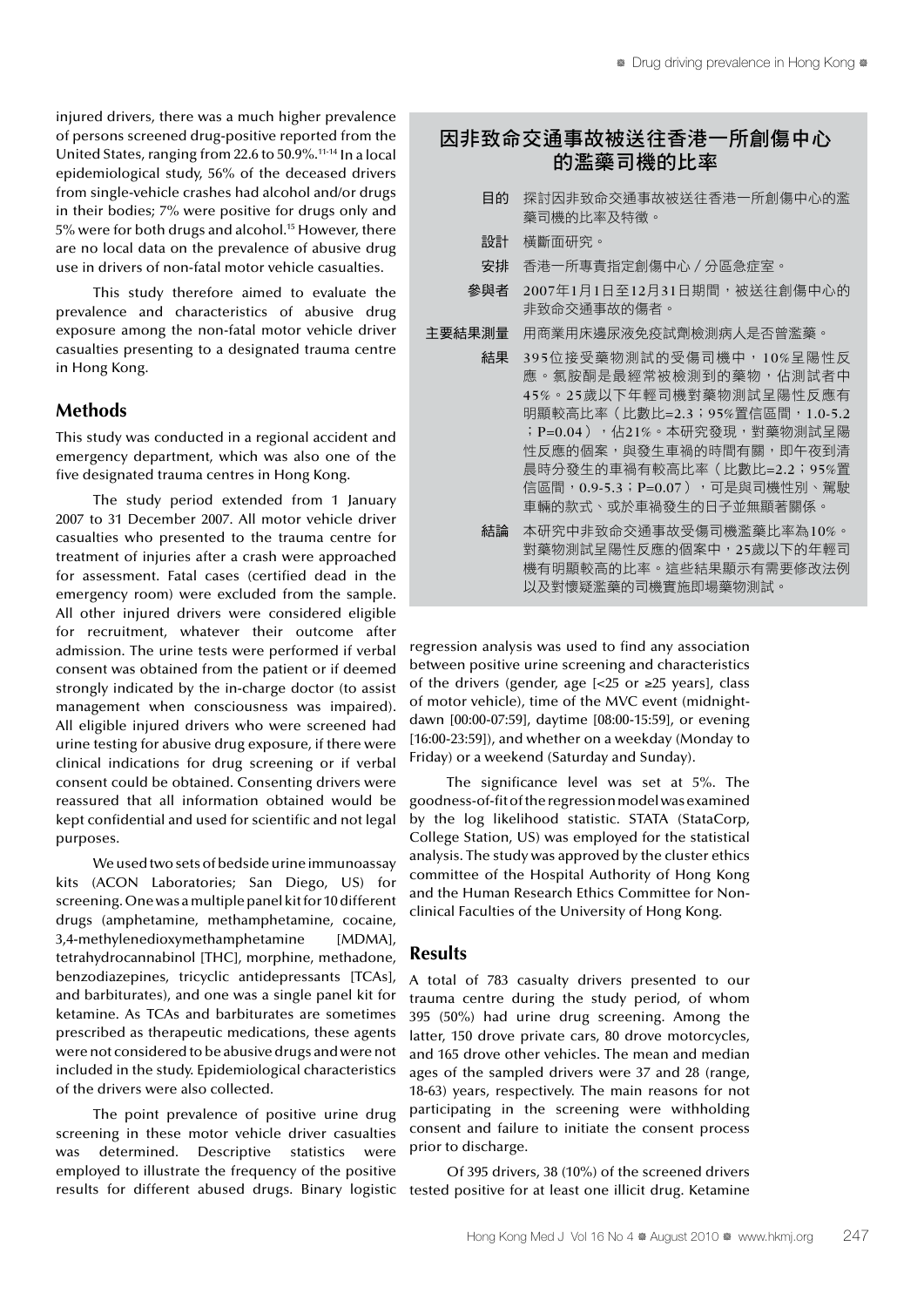injured drivers, there was a much higher prevalence of persons screened drug-positive reported from the United States, ranging from 22.6 to 50.9%.[11-14] In a local epidemiological study, 56% of the deceased drivers from single-vehicle crashes had alcohol and/or drugs in their bodies; 7% were positive for drugs only and 5% were for both drugs and alcohol.[15] However, there are no local data on the prevalence of abusive drug use in drivers of non-fatal motor vehicle casualties.

This study therefore aimed to evaluate the prevalence and characteristics of abusive drug exposure among the non-fatal motor vehicle driver casualties presenting to a designated trauma centre in Hong Kong.

## 因非致命交通事故被送往香港一所創傷中心的濫藥司機的比率

**目的** 探討因非致命交通事故被送往香港一所創傷中心的濫藥司機的比率及特徵。

**設計** 橫斷面研究。

**安排** 香港一所專責指定創傷中心／分區急症室。

**參與者** 2007年1月1日至12月31日期間，被送往創傷中心的非致命交通事故的傷者。

**主要結果測量** 用商業用床邊尿液免疫試劑檢測病人是否曾濫藥。

**結果** 395位接受藥物測試的受傷司機中，10%呈陽性反應。氯胺酮是最經常被檢測到的藥物，佔測試者中45%。25歲以下年輕司機對藥物測試呈陽性反應有明顯較高比率（比數比=2.3；95%置信區間，1.0-5.2；P=0.04），佔21%。本研究發現，對藥物測試呈陽性反應的個案，與發生車禍的時間有關，即午夜到清晨時分發生的車禍有較高比率（比數比=2.2；95%置信區間，0.9-5.3；P=0.07），可是與司機性別、駕駛車輛的款式、或於車禍發生的日子並無顯著關係。

**結論** 本研究中非致命交通事故受傷司機濫藥比率為10%。對藥物測試呈陽性反應的個案中，25歲以下的年輕司機有明顯較高的比率。這些結果顯示有需要修改法例以及對懷疑濫藥的司機實施即場藥物測試。

## Methods

This study was conducted in a regional accident and emergency department, which was also one of the five designated trauma centres in Hong Kong.

The study period extended from 1 January 2007 to 31 December 2007. All motor vehicle driver casualties who presented to the trauma centre for treatment of injuries after a crash were approached for assessment. Fatal cases (certified dead in the emergency room) were excluded from the sample. All other injured drivers were considered eligible for recruitment, whatever their outcome after admission. The urine tests were performed if verbal consent was obtained from the patient or if deemed strongly indicated by the in-charge doctor (to assist management when consciousness was impaired). All eligible injured drivers who were screened had urine testing for abusive drug exposure, if there were clinical indications for drug screening or if verbal consent could be obtained. Consenting drivers were reassured that all information obtained would be kept confidential and used for scientific and not legal purposes.

We used two sets of bedside urine immunoassay kits (ACON Laboratories; San Diego, US) for screening. One was a multiple panel kit for 10 different drugs (amphetamine, methamphetamine, cocaine, 3,4-methylenedioxymethamphetamine [MDMA], tetrahydrocannabinol [THC], morphine, methadone, benzodiazepines, tricyclic antidepressants [TCAs], and barbiturates), and one was a single panel kit for ketamine. As TCAs and barbiturates are sometimes prescribed as therapeutic medications, these agents were not considered to be abusive drugs and were not included in the study. Epidemiological characteristics of the drivers were also collected.

The point prevalence of positive urine drug screening in these motor vehicle driver casualties was determined. Descriptive statistics were employed to illustrate the frequency of the positive results for different abused drugs. Binary logistic regression analysis was used to find any association between positive urine screening and characteristics of the drivers (gender, age [<25 or ≥25 years], class of motor vehicle), time of the MVC event (midnight-dawn [00:00-07:59], daytime [08:00-15:59], or evening [16:00-23:59]), and whether on a weekday (Monday to Friday) or a weekend (Saturday and Sunday).

The significance level was set at 5%. The goodness-of-fit of the regression model was examined by the log likelihood statistic. STATA (StataCorp, College Station, US) was employed for the statistical analysis. The study was approved by the cluster ethics committee of the Hospital Authority of Hong Kong and the Human Research Ethics Committee for Non-clinical Faculties of the University of Hong Kong.

## Results

A total of 783 casualty drivers presented to our trauma centre during the study period, of whom 395 (50%) had urine drug screening. Among the latter, 150 drove private cars, 80 drove motorcycles, and 165 drove other vehicles. The mean and median ages of the sampled drivers were 37 and 28 (range, 18-63) years, respectively. The main reasons for not participating in the screening were withholding consent and failure to initiate the consent process prior to discharge.

Of 395 drivers, 38 (10%) of the screened drivers tested positive for at least one illicit drug. Ketamine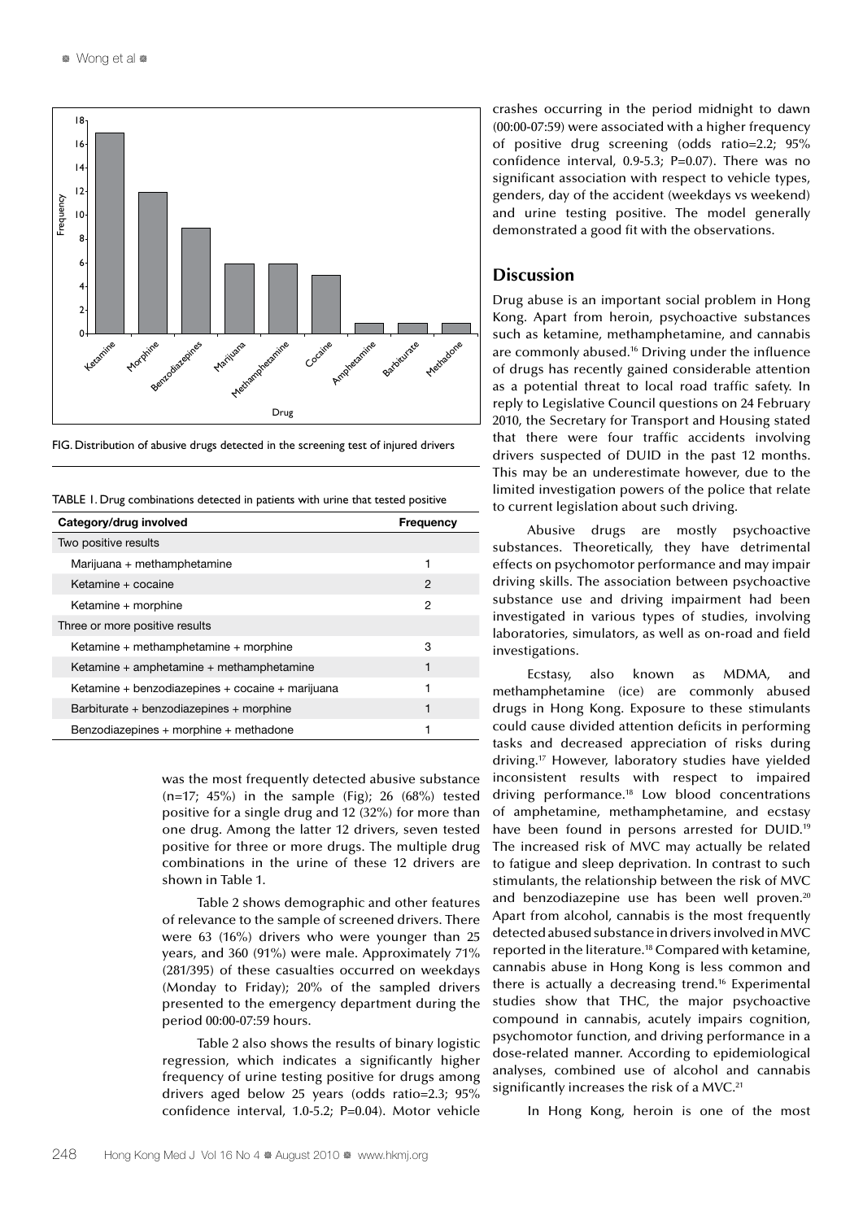18
16
14
12
10
8
6
4
2
0

Frequency

Ketamine
Morphine
Benzodiazepines
Marijuana
Methamphetamine
Cocaine
Amphetamine
Barbiturate
Methadone

Drug

FIG. Distribution of abusive drugs detected in the screening test of injured drivers

TABLE 1. Drug combinations detected in patients with urine that tested positive

| Category/drug involved | Frequency |
|---|---|
| Two positive results | |
| Marijuana + methamphetamine | 1 |
| Ketamine + cocaine | 2 |
| Ketamine + morphine | 2 |
| Three or more positive results | |
| Ketamine + methamphetamine + morphine | 3 |
| Ketamine + amphetamine + methamphetamine | 1 |
| Ketamine + benzodiazepines + cocaine + marijuana | 1 |
| Barbiturate + benzodiazepines + morphine | 1 |
| Benzodiazepines + morphine + methadone | 1 |

was the most frequently detected abusive substance (n=17; 45%) in the sample (Fig); 26 (68%) tested positive for a single drug and 12 (32%) for more than one drug. Among the latter 12 drivers, seven tested positive for three or more drugs. The multiple drug combinations in the urine of these 12 drivers are shown in Table 1.

Table 2 shows demographic and other features of relevance to the sample of screened drivers. There were 63 (16%) drivers who were younger than 25 years, and 360 (91%) were male. Approximately 71% (281/395) of these casualties occurred on weekdays (Monday to Friday); 20% of the sampled drivers presented to the emergency department during the period 00:00-07:59 hours.

Table 2 also shows the results of binary logistic regression, which indicates a significantly higher frequency of urine testing positive for drugs among drivers aged below 25 years (odds ratio=2.3; 95% confidence interval, 1.0-5.2; P=0.04). Motor vehicle crashes occurring in the period midnight to dawn (00:00-07:59) were associated with a higher frequency of positive drug screening (odds ratio=2.2; 95% confidence interval, 0.9-5.3; P=0.07). There was no significant association with respect to vehicle types, genders, day of the accident (weekdays vs weekend) and urine testing positive. The model generally demonstrated a good fit with the observations.

## Discussion

Drug abuse is an important social problem in Hong Kong. Apart from heroin, psychoactive substances such as ketamine, methamphetamine, and cannabis are commonly abused.[16] Driving under the influence of drugs has recently gained considerable attention as a potential threat to local road traffic safety. In reply to Legislative Council questions on 24 February 2010, the Secretary for Transport and Housing stated that there were four traffic accidents involving drivers suspected of DUID in the past 12 months. This may be an underestimate however, due to the limited investigation powers of the police that relate to current legislation about such driving.

Abusive drugs are mostly psychoactive substances. Theoretically, they have detrimental effects on psychomotor performance and may impair driving skills. The association between psychoactive substance use and driving impairment had been investigated in various types of studies, involving laboratories, simulators, as well as on-road and field investigations.

Ecstasy, also known as MDMA, and methamphetamine (ice) are commonly abused drugs in Hong Kong. Exposure to these stimulants could cause divided attention deficits in performing tasks and decreased appreciation of risks during driving.[17] However, laboratory studies have yielded inconsistent results with respect to impaired driving performance.[18] Low blood concentrations of amphetamine, methamphetamine, and ecstasy have been found in persons arrested for DUID.[19] The increased risk of MVC may actually be related to fatigue and sleep deprivation. In contrast to such stimulants, the relationship between the risk of MVC and benzodiazepine use has been well proven.[20] Apart from alcohol, cannabis is the most frequently detected abused substance in drivers involved in MVC reported in the literature.[18] Compared with ketamine, cannabis abuse in Hong Kong is less common and there is actually a decreasing trend.[16] Experimental studies show that THC, the major psychoactive compound in cannabis, acutely impairs cognition, psychomotor function, and driving performance in a dose-related manner. According to epidemiological analyses, combined use of alcohol and cannabis significantly increases the risk of a MVC.[21]

In Hong Kong, heroin is one of the most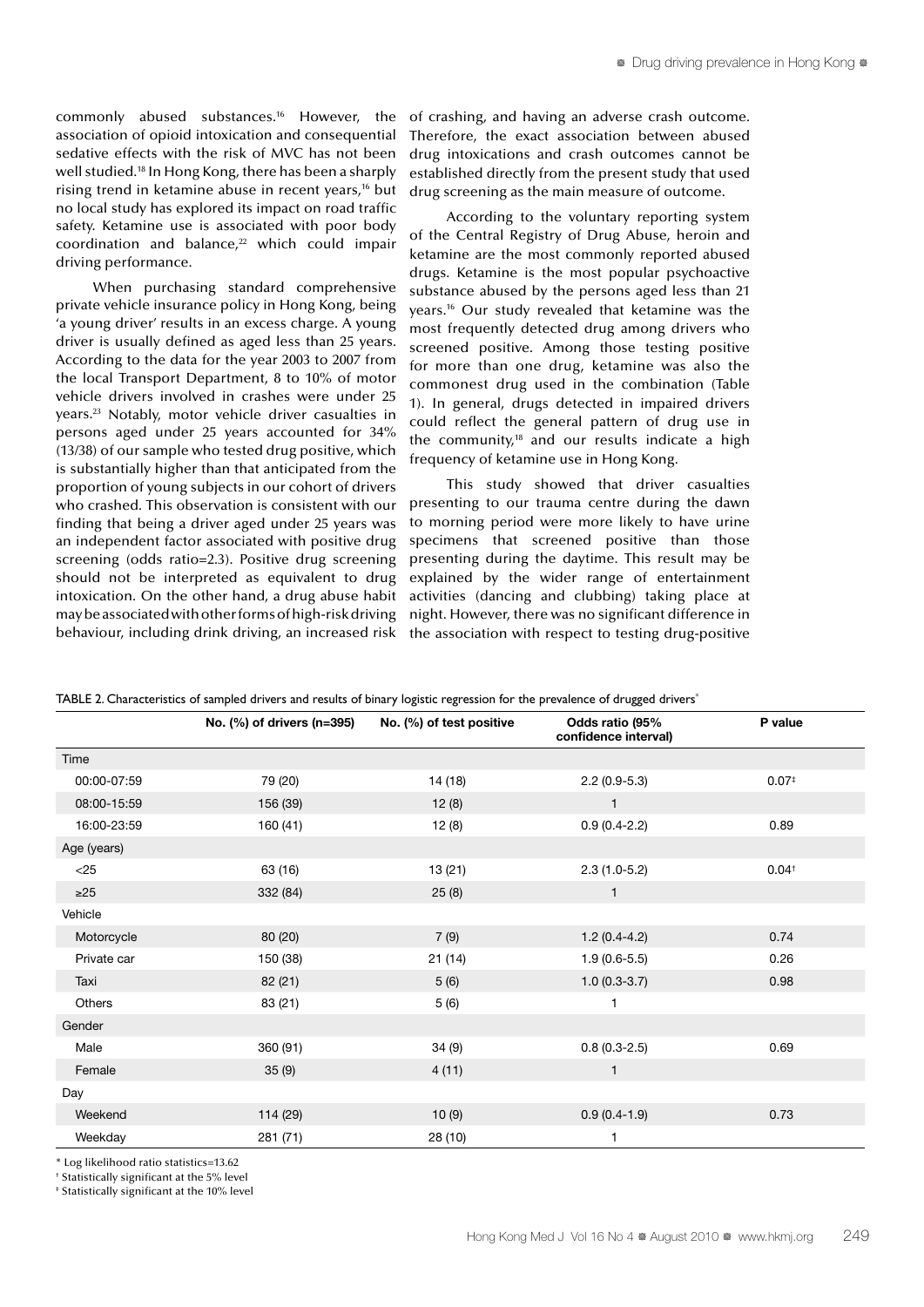commonly abused substances.[16] However, the association of opioid intoxication and consequential sedative effects with the risk of MVC has not been well studied.[18] In Hong Kong, there has been a sharply rising trend in ketamine abuse in recent years,[16] but no local study has explored its impact on road traffic safety. Ketamine use is associated with poor body coordination and balance,[22] which could impair driving performance.

When purchasing standard comprehensive private vehicle insurance policy in Hong Kong, being 'a young driver' results in an excess charge. A young driver is usually defined as aged less than 25 years. According to the data for the year 2003 to 2007 from the local Transport Department, 8 to 10% of motor vehicle drivers involved in crashes were under 25 years.[23] Notably, motor vehicle driver casualties in persons aged under 25 years accounted for 34% (13/38) of our sample who tested drug positive, which is substantially higher than that anticipated from the proportion of young subjects in our cohort of drivers who crashed. This observation is consistent with our finding that being a driver aged under 25 years was an independent factor associated with positive drug screening (odds ratio=2.3). Positive drug screening should not be interpreted as equivalent to drug intoxication. On the other hand, a drug abuse habit may be associated with other forms of high-risk driving behaviour, including drink driving, an increased risk of crashing, and having an adverse crash outcome. Therefore, the exact association between abused drug intoxications and crash outcomes cannot be established directly from the present study that used drug screening as the main measure of outcome.

According to the voluntary reporting system of the Central Registry of Drug Abuse, heroin and ketamine are the most commonly reported abused drugs. Ketamine is the most popular psychoactive substance abused by the persons aged less than 21 years.[16] Our study revealed that ketamine was the most frequently detected drug among drivers who screened positive. Among those testing positive for more than one drug, ketamine was also the commonest drug used in the combination (Table 1). In general, drugs detected in impaired drivers could reflect the general pattern of drug use in the community,[18] and our results indicate a high frequency of ketamine use in Hong Kong.

This study showed that driver casualties presenting to our trauma centre during the dawn to morning period were more likely to have urine specimens that screened positive than those presenting during the daytime. This result may be explained by the wider range of entertainment activities (dancing and clubbing) taking place at night. However, there was no significant difference in the association with respect to testing drug-positive

TABLE 2. Characteristics of sampled drivers and results of binary logistic regression for the prevalence of drugged drivers*

| | No. (%) of drivers (n=395) | No. (%) of test positive | Odds ratio (95% confidence interval) | P value |
|---|---|---|---|---|
| Time | | | | |
| 00:00-07:59 | 79 (20) | 14 (18) | 2.2 (0.9-5.3) | 0.07‡ |
| 08:00-15:59 | 156 (39) | 12 (8) | 1 | |
| 16:00-23:59 | 160 (41) | 12 (8) | 0.9 (0.4-2.2) | 0.89 |
| Age (years) | | | | |
| <25 | 63 (16) | 13 (21) | 2.3 (1.0-5.2) | 0.04† |
| ≥25 | 332 (84) | 25 (8) | 1 | |
| Vehicle | | | | |
| Motorcycle | 80 (20) | 7 (9) | 1.2 (0.4-4.2) | 0.74 |
| Private car | 150 (38) | 21 (14) | 1.9 (0.6-5.5) | 0.26 |
| Taxi | 82 (21) | 5 (6) | 1.0 (0.3-3.7) | 0.98 |
| Others | 83 (21) | 5 (6) | 1 | |
| Gender | | | | |
| Male | 360 (91) | 34 (9) | 0.8 (0.3-2.5) | 0.69 |
| Female | 35 (9) | 4 (11) | 1 | |
| Day | | | | |
| Weekend | 114 (29) | 10 (9) | 0.9 (0.4-1.9) | 0.73 |
| Weekday | 281 (71) | 28 (10) | 1 | |

\* Log likelihood ratio statistics=13.62

† Statistically significant at the 5% level

‡ Statistically significant at the 10% level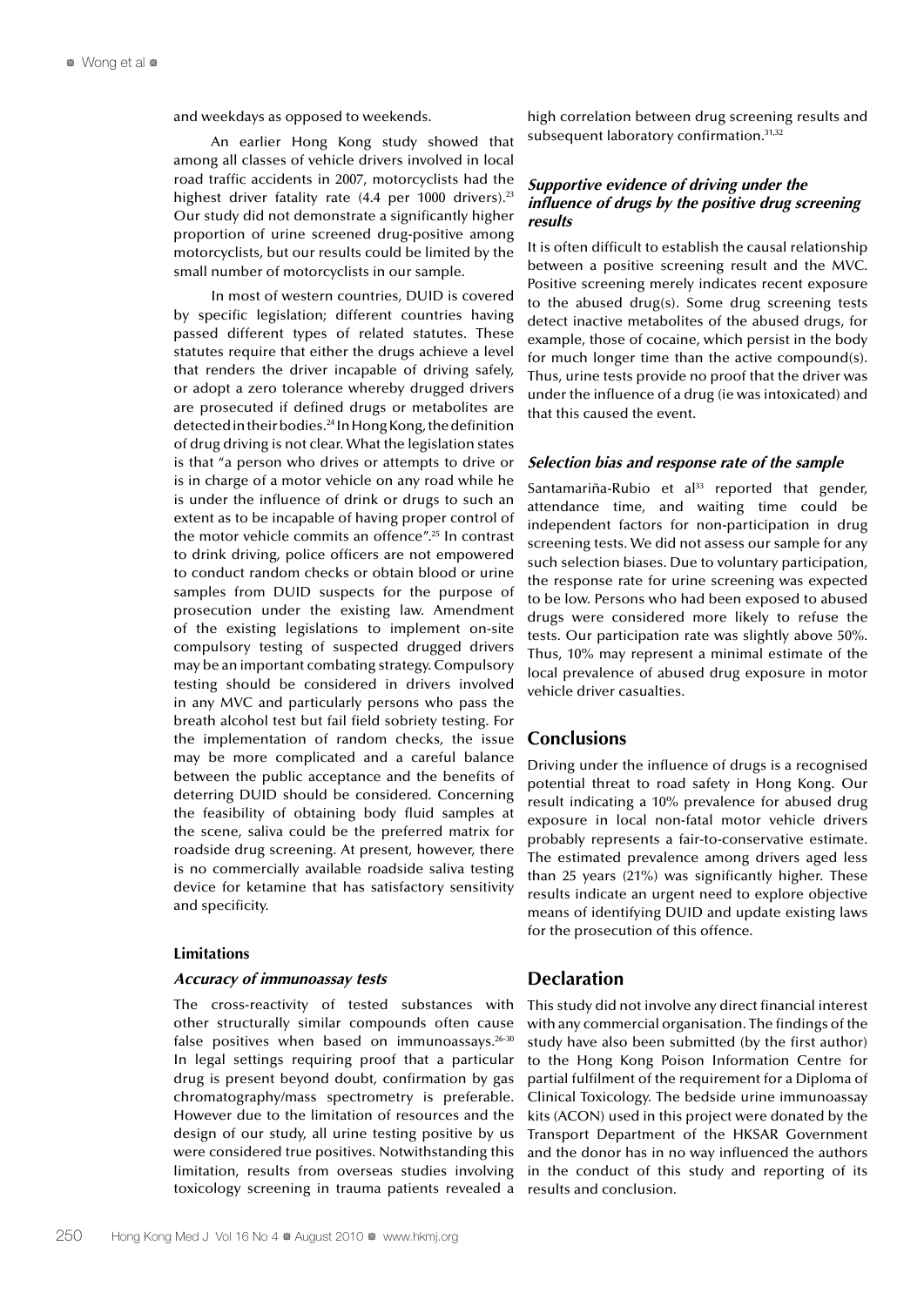and weekdays as opposed to weekends.

An earlier Hong Kong study showed that among all classes of vehicle drivers involved in local road traffic accidents in 2007, motorcyclists had the highest driver fatality rate (4.4 per 1000 drivers).[23] Our study did not demonstrate a significantly higher proportion of urine screened drug-positive among motorcyclists, but our results could be limited by the small number of motorcyclists in our sample.

In most of western countries, DUID is covered by specific legislation; different countries having passed different types of related statutes. These statutes require that either the drugs achieve a level that renders the driver incapable of driving safely, or adopt a zero tolerance whereby drugged drivers are prosecuted if defined drugs or metabolites are detected in their bodies.[24] In Hong Kong, the definition of drug driving is not clear. What the legislation states is that "a person who drives or attempts to drive or is in charge of a motor vehicle on any road while he is under the influence of drink or drugs to such an extent as to be incapable of having proper control of the motor vehicle commits an offence".[25] In contrast to drink driving, police officers are not empowered to conduct random checks or obtain blood or urine samples from DUID suspects for the purpose of prosecution under the existing law. Amendment of the existing legislations to implement on-site compulsory testing of suspected drugged drivers may be an important combating strategy. Compulsory testing should be considered in drivers involved in any MVC and particularly persons who pass the breath alcohol test but fail field sobriety testing. For the implementation of random checks, the issue may be more complicated and a careful balance between the public acceptance and the benefits of deterring DUID should be considered. Concerning the feasibility of obtaining body fluid samples at the scene, saliva could be the preferred matrix for roadside drug screening. At present, however, there is no commercially available roadside saliva testing device for ketamine that has satisfactory sensitivity and specificity.

### Limitations

#### *Accuracy of immunoassay tests*

The cross-reactivity of tested substances with other structurally similar compounds often cause false positives when based on immunoassays.[26-30] In legal settings requiring proof that a particular drug is present beyond doubt, confirmation by gas chromatography/mass spectrometry is preferable. However due to the limitation of resources and the design of our study, all urine testing positive by us were considered true positives. Notwithstanding this limitation, results from overseas studies involving toxicology screening in trauma patients revealed a high correlation between drug screening results and subsequent laboratory confirmation.[31,32]

#### *Supportive evidence of driving under the influence of drugs by the positive drug screening results*

It is often difficult to establish the causal relationship between a positive screening result and the MVC. Positive screening merely indicates recent exposure to the abused drug(s). Some drug screening tests detect inactive metabolites of the abused drugs, for example, those of cocaine, which persist in the body for much longer time than the active compound(s). Thus, urine tests provide no proof that the driver was under the influence of a drug (ie was intoxicated) and that this caused the event.

#### *Selection bias and response rate of the sample*

Santamariña-Rubio et al[33] reported that gender, attendance time, and waiting time could be independent factors for non-participation in drug screening tests. We did not assess our sample for any such selection biases. Due to voluntary participation, the response rate for urine screening was expected to be low. Persons who had been exposed to abused drugs were considered more likely to refuse the tests. Our participation rate was slightly above 50%. Thus, 10% may represent a minimal estimate of the local prevalence of abused drug exposure in motor vehicle driver casualties.

## Conclusions

Driving under the influence of drugs is a recognised potential threat to road safety in Hong Kong. Our result indicating a 10% prevalence for abused drug exposure in local non-fatal motor vehicle drivers probably represents a fair-to-conservative estimate. The estimated prevalence among drivers aged less than 25 years (21%) was significantly higher. These results indicate an urgent need to explore objective means of identifying DUID and update existing laws for the prosecution of this offence.

## Declaration

This study did not involve any direct financial interest with any commercial organisation. The findings of the study have also been submitted (by the first author) to the Hong Kong Poison Information Centre for partial fulfilment of the requirement for a Diploma of Clinical Toxicology. The bedside urine immunoassay kits (ACON) used in this project were donated by the Transport Department of the HKSAR Government and the donor has in no way influenced the authors in the conduct of this study and reporting of its results and conclusion.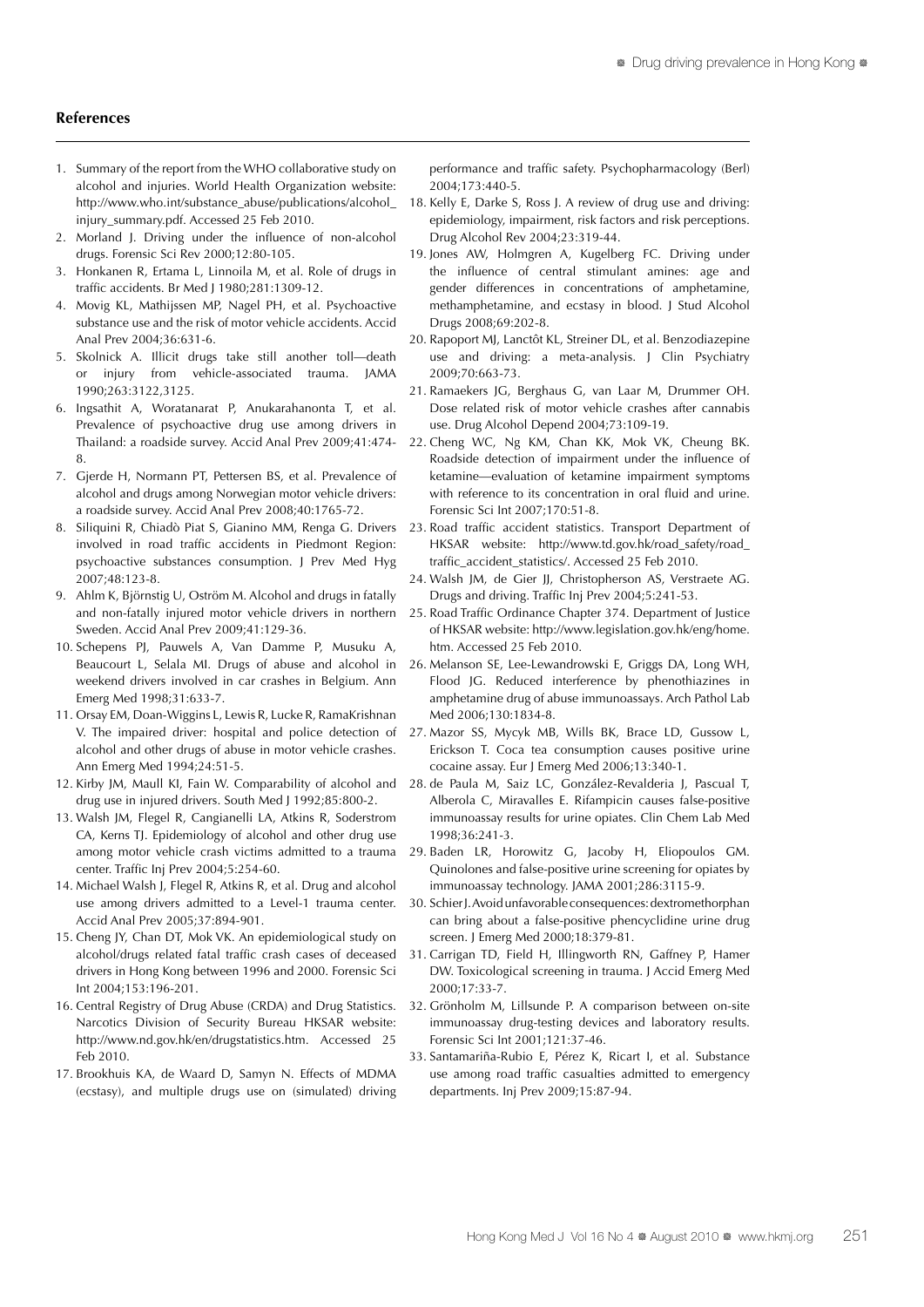## References

1. Summary of the report from the WHO collaborative study on alcohol and injuries. World Health Organization website: http://www.who.int/substance_abuse/publications/alcohol_injury_summary.pdf. Accessed 25 Feb 2010.
2. Morland J. Driving under the influence of non-alcohol drugs. Forensic Sci Rev 2000;12:80-105.
3. Honkanen R, Ertama L, Linnoila M, et al. Role of drugs in traffic accidents. Br Med J 1980;281:1309-12.
4. Movig KL, Mathijssen MP, Nagel PH, et al. Psychoactive substance use and the risk of motor vehicle accidents. Accid Anal Prev 2004;36:631-6.
5. Skolnick A. Illicit drugs take still another toll—death or injury from vehicle-associated trauma. JAMA 1990;263:3122,3125.
6. Ingsathit A, Woratanarat P, Anukarahanonta T, et al. Prevalence of psychoactive drug use among drivers in Thailand: a roadside survey. Accid Anal Prev 2009;41:474-8.
7. Gjerde H, Normann PT, Pettersen BS, et al. Prevalence of alcohol and drugs among Norwegian motor vehicle drivers: a roadside survey. Accid Anal Prev 2008;40:1765-72.
8. Siliquini R, Chiadò Piat S, Gianino MM, Renga G. Drivers involved in road traffic accidents in Piedmont Region: psychoactive substances consumption. J Prev Med Hyg 2007;48:123-8.
9. Ahlm K, Björnstig U, Öström M. Alcohol and drugs in fatally and non-fatally injured motor vehicle drivers in northern Sweden. Accid Anal Prev 2009;41:129-36.
10. Schepens PJ, Pauwels A, Van Damme P, Musuku A, Beaucourt L, Selala MI. Drugs of abuse and alcohol in weekend drivers involved in car crashes in Belgium. Ann Emerg Med 1998;31:633-7.
11. Orsay EM, Doan-Wiggins L, Lewis R, Lucke R, RamaKrishnan V. The impaired driver: hospital and police detection of alcohol and other drugs of abuse in motor vehicle crashes. Ann Emerg Med 1994;24:51-5.
12. Kirby JM, Maull KI, Fain W. Comparability of alcohol and drug use in injured drivers. South Med J 1992;85:800-2.
13. Walsh JM, Flegel R, Cangianelli LA, Atkins R, Soderstrom CA, Kerns TJ. Epidemiology of alcohol and other drug use among motor vehicle crash victims admitted to a trauma center. Traffic Inj Prev 2004;5:254-60.
14. Michael Walsh J, Flegel R, Atkins R, et al. Drug and alcohol use among drivers admitted to a Level-1 trauma center. Accid Anal Prev 2005;37:894-901.
15. Cheng JY, Chan DT, Mok VK. An epidemiological study on alcohol/drugs related fatal traffic crash cases of deceased drivers in Hong Kong between 1996 and 2000. Forensic Sci Int 2004;153:196-201.
16. Central Registry of Drug Abuse (CRDA) and Drug Statistics. Narcotics Division of Security Bureau HKSAR website: http://www.nd.gov.hk/en/drugstatistics.htm. Accessed 25 Feb 2010.
17. Brookhuis KA, de Waard D, Samyn N. Effects of MDMA (ecstasy), and multiple drugs use on (simulated) driving performance and traffic safety. Psychopharmacology (Berl) 2004;173:440-5.
18. Kelly E, Darke S, Ross J. A review of drug use and driving: epidemiology, impairment, risk factors and risk perceptions. Drug Alcohol Rev 2004;23:319-44.
19. Jones AW, Holmgren A, Kugelberg FC. Driving under the influence of central stimulant amines: age and gender differences in concentrations of amphetamine, methamphetamine, and ecstasy in blood. J Stud Alcohol Drugs 2008;69:202-8.
20. Rapoport MJ, Lanctôt KL, Streiner DL, et al. Benzodiazepine use and driving: a meta-analysis. J Clin Psychiatry 2009;70:663-73.
21. Ramaekers JG, Berghaus G, van Laar M, Drummer OH. Dose related risk of motor vehicle crashes after cannabis use. Drug Alcohol Depend 2004;73:109-19.
22. Cheng WC, Ng KM, Chan KK, Mok VK, Cheung BK. Roadside detection of impairment under the influence of ketamine—evaluation of ketamine impairment symptoms with reference to its concentration in oral fluid and urine. Forensic Sci Int 2007;170:51-8.
23. Road traffic accident statistics. Transport Department of HKSAR website: http://www.td.gov.hk/road_safety/road_traffic_accident_statistics/. Accessed 25 Feb 2010.
24. Walsh JM, de Gier JJ, Christopherson AS, Verstraete AG. Drugs and driving. Traffic Inj Prev 2004;5:241-53.
25. Road Traffic Ordinance Chapter 374. Department of Justice of HKSAR website: http://www.legislation.gov.hk/eng/home.htm. Accessed 25 Feb 2010.
26. Melanson SE, Lee-Lewandrowski E, Griggs DA, Long WH, Flood JG. Reduced interference by phenothiazines in amphetamine drug of abuse immunoassays. Arch Pathol Lab Med 2006;130:1834-8.
27. Mazor SS, Mycyk MB, Wills BK, Brace LD, Gussow L, Erickson T. Coca tea consumption causes positive urine cocaine assay. Eur J Emerg Med 2006;13:340-1.
28. de Paula M, Saiz LC, González-Revalderia J, Pascual T, Alberola C, Miravalles E. Rifampicin causes false-positive immunoassay results for urine opiates. Clin Chem Lab Med 1998;36:241-3.
29. Baden LR, Horowitz G, Jacoby H, Eliopoulos GM. Quinolones and false-positive urine screening for opiates by immunoassay technology. JAMA 2001;286:3115-9.
30. Schier J. Avoid unfavorable consequences: dextromethorphan can bring about a false-positive phencyclidine urine drug screen. J Emerg Med 2000;18:379-81.
31. Carrigan TD, Field H, Illingworth RN, Gaffney P, Hamer DW. Toxicological screening in trauma. J Accid Emerg Med 2000;17:33-7.
32. Grönholm M, Lillsunde P. A comparison between on-site immunoassay drug-testing devices and laboratory results. Forensic Sci Int 2001;121:37-46.
33. Santamariña-Rubio E, Pérez K, Ricart I, et al. Substance use among road traffic casualties admitted to emergency departments. Inj Prev 2009;15:87-94.